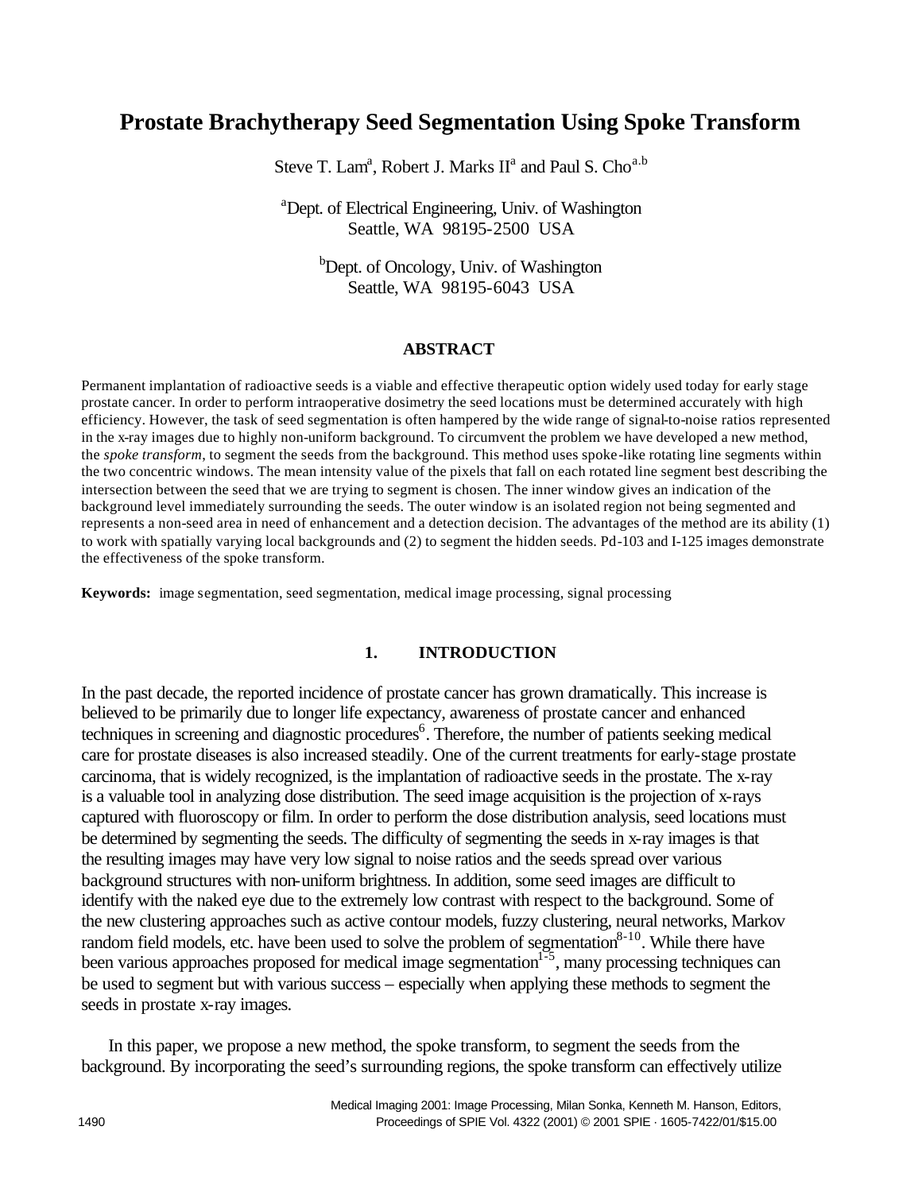# Prostate Brachytherapy Seed Segmentation Using Spoke Transform

Steve T. Lam[a], Robert J. Marks II[a] and Paul S. Cho[a,b]

[a]Dept. of Electrical Engineering, Univ. of Washington
Seattle, WA 98195-2500 USA

[b]Dept. of Oncology, Univ. of Washington
Seattle, WA 98195-6043 USA

## ABSTRACT

Permanent implantation of radioactive seeds is a viable and effective therapeutic option widely used today for early stage prostate cancer. In order to perform intraoperative dosimetry the seed locations must be determined accurately with high efficiency. However, the task of seed segmentation is often hampered by the wide range of signal-to-noise ratios represented in the x-ray images due to highly non-uniform background. To circumvent the problem we have developed a new method, the *spoke transform*, to segment the seeds from the background. This method uses spoke-like rotating line segments within the two concentric windows. The mean intensity value of the pixels that fall on each rotated line segment best describing the intersection between the seed that we are trying to segment is chosen. The inner window gives an indication of the background level immediately surrounding the seeds. The outer window is an isolated region not being segmented and represents a non-seed area in need of enhancement and a detection decision. The advantages of the method are its ability (1) to work with spatially varying local backgrounds and (2) to segment the hidden seeds. Pd-103 and I-125 images demonstrate the effectiveness of the spoke transform.

**Keywords:** image segmentation, seed segmentation, medical image processing, signal processing

## 1. INTRODUCTION

In the past decade, the reported incidence of prostate cancer has grown dramatically. This increase is believed to be primarily due to longer life expectancy, awareness of prostate cancer and enhanced techniques in screening and diagnostic procedures[6]. Therefore, the number of patients seeking medical care for prostate diseases is also increased steadily. One of the current treatments for early-stage prostate carcinoma, that is widely recognized, is the implantation of radioactive seeds in the prostate. The x-ray is a valuable tool in analyzing dose distribution. The seed image acquisition is the projection of x-rays captured with fluoroscopy or film. In order to perform the dose distribution analysis, seed locations must be determined by segmenting the seeds. The difficulty of segmenting the seeds in x-ray images is that the resulting images may have very low signal to noise ratios and the seeds spread over various background structures with non-uniform brightness. In addition, some seed images are difficult to identify with the naked eye due to the extremely low contrast with respect to the background. Some of the new clustering approaches such as active contour models, fuzzy clustering, neural networks, Markov random field models, etc. have been used to solve the problem of segmentation[8-10]. While there have been various approaches proposed for medical image segmentation[1-5], many processing techniques can be used to segment but with various success – especially when applying these methods to segment the seeds in prostate x-ray images.

In this paper, we propose a new method, the spoke transform, to segment the seeds from the background. By incorporating the seed's surrounding regions, the spoke transform can effectively utilize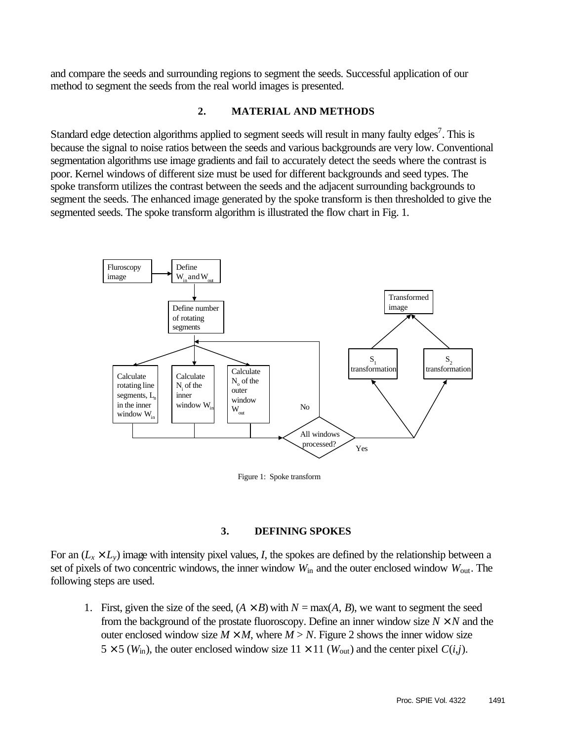and compare the seeds and surrounding regions to segment the seeds. Successful application of our method to segment the seeds from the real world images is presented.

## 2. MATERIAL AND METHODS

Standard edge detection algorithms applied to segment seeds will result in many faulty edges[7]. This is because the signal to noise ratios between the seeds and various backgrounds are very low. Conventional segmentation algorithms use image gradients and fail to accurately detect the seeds where the contrast is poor. Kernel windows of different size must be used for different backgrounds and seed types. The spoke transform utilizes the contrast between the seeds and the adjacent surrounding backgrounds to segment the seeds. The enhanced image generated by the spoke transform is then thresholded to give the segmented seeds. The spoke transform algorithm is illustrated the flow chart in Fig. 1.

Fluroscopy image → Define $W_{in}$ and $W_{out}$ → Define number of rotating segments → Calculate rotating line segments, $L_n$ in the inner window $W_{in}$ / Calculate $N_i$ of the inner window $W_{in}$ / Calculate $N_o$ of the outer window $W_{out}$ → All windows processed? (No → back to loop; Yes → $S_1$ transformation / $S_2$ transformation → Transformed image)

Figure 1: Spoke transform

## 3. DEFINING SPOKES

For an $(L_x \times L_y)$ image with intensity pixel values, $I$, the spokes are defined by the relationship between a set of pixels of two concentric windows, the inner window $W_{in}$ and the outer enclosed window $W_{out}$. The following steps are used.

1. First, given the size of the seed, $(A \times B)$ with $N = \max(A, B)$, we want to segment the seed from the background of the prostate fluoroscopy. Define an inner window size $N \times N$ and the outer enclosed window size $M \times M$, where $M > N$. Figure 2 shows the inner widow size $5 \times 5$ ($W_{in}$), the outer enclosed window size $11 \times 11$ ($W_{out}$) and the center pixel $C(i,j)$.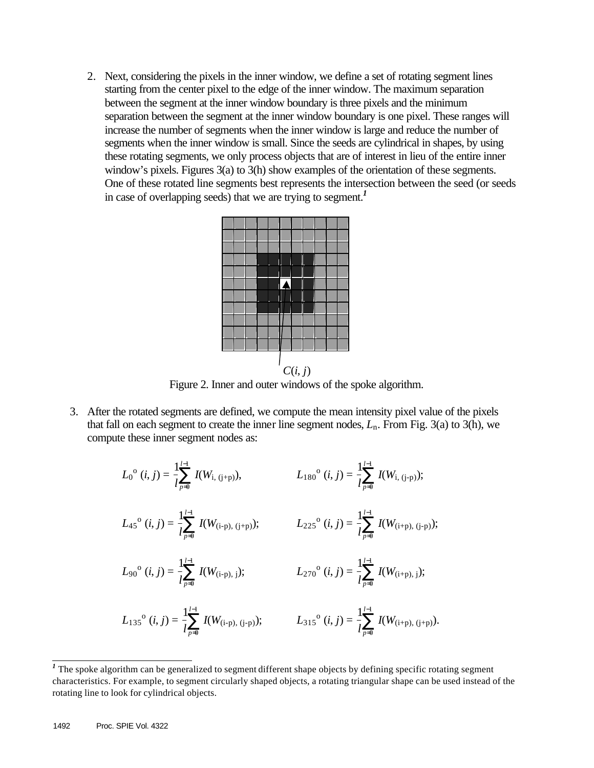2. Next, considering the pixels in the inner window, we define a set of rotating segment lines starting from the center pixel to the edge of the inner window. The maximum separation between the segment at the inner window boundary is three pixels and the minimum separation between the segment at the inner window boundary is one pixel. These ranges will increase the number of segments when the inner window is large and reduce the number of segments when the inner window is small. Since the seeds are cylindrical in shapes, by using these rotating segments, we only process objects that are of interest in lieu of the entire inner window's pixels. Figures 3(a) to 3(h) show examples of the orientation of these segments. One of these rotated line segments best represents the intersection between the seed (or seeds in case of overlapping seeds) that we are trying to segment.[1]

$C(i, j)$

Figure 2. Inner and outer windows of the spoke algorithm.

3. After the rotated segments are defined, we compute the mean intensity pixel value of the pixels that fall on each segment to create the inner line segment nodes, $L_n$. From Fig. 3(a) to 3(h), we compute these inner segment nodes as:

$$L_{0^\circ}(i, j) = \frac{1}{l}\sum_{p=0}^{l-1} I(W_{i,\,(j+p)}), \qquad L_{180^\circ}(i, j) = \frac{1}{l}\sum_{p=0}^{l-1} I(W_{i,\,(j-p)});$$

$$L_{45^\circ}(i, j) = \frac{1}{l}\sum_{p=0}^{l-1} I(W_{(i-p),\,(j+p)}); \qquad L_{225^\circ}(i, j) = \frac{1}{l}\sum_{p=0}^{l-1} I(W_{(i+p),\,(j-p)});$$

$$L_{90^\circ}(i, j) = \frac{1}{l}\sum_{p=0}^{l-1} I(W_{(i-p),\,j}); \qquad L_{270^\circ}(i, j) = \frac{1}{l}\sum_{p=0}^{l-1} I(W_{(i+p),\,j});$$

$$L_{135^\circ}(i, j) = \frac{1}{l}\sum_{p=0}^{l-1} I(W_{(i-p),\,(j-p)}); \qquad L_{315^\circ}(i, j) = \frac{1}{l}\sum_{p=0}^{l-1} I(W_{(i+p),\,(j+p)}).$$

---

[1] The spoke algorithm can be generalized to segment different shape objects by defining specific rotating segment characteristics. For example, to segment circularly shaped objects, a rotating triangular shape can be used instead of the rotating line to look for cylindrical objects.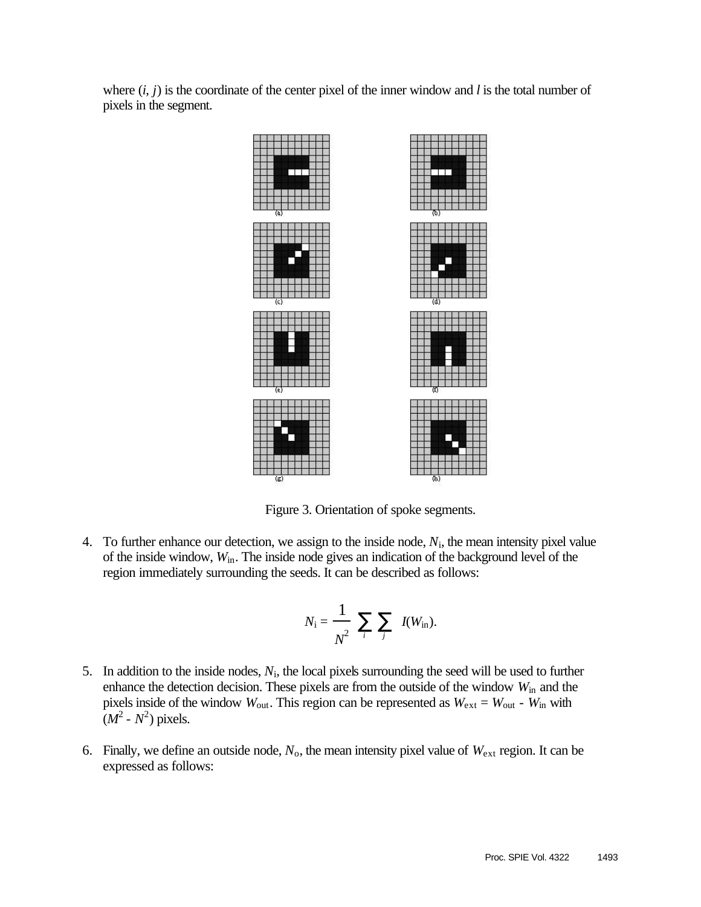where $(i, j)$ is the coordinate of the center pixel of the inner window and $l$ is the total number of pixels in the segment.

Figure 3. Orientation of spoke segments.

4. To further enhance our detection, we assign to the inside node, $N_i$, the mean intensity pixel value of the inside window, $W_{in}$. The inside node gives an indication of the background level of the region immediately surrounding the seeds. It can be described as follows:

$$N_i = \frac{1}{N^2} \sum_{i} \sum_{j} I(W_{in}).$$

5. In addition to the inside nodes, $N_i$, the local pixels surrounding the seed will be used to further enhance the detection decision. These pixels are from the outside of the window $W_{in}$ and the pixels inside of the window $W_{out}$. This region can be represented as $W_{ext} = W_{out} - W_{in}$ with $(M^2 - N^2)$ pixels.

6. Finally, we define an outside node, $N_o$, the mean intensity pixel value of $W_{ext}$ region. It can be expressed as follows: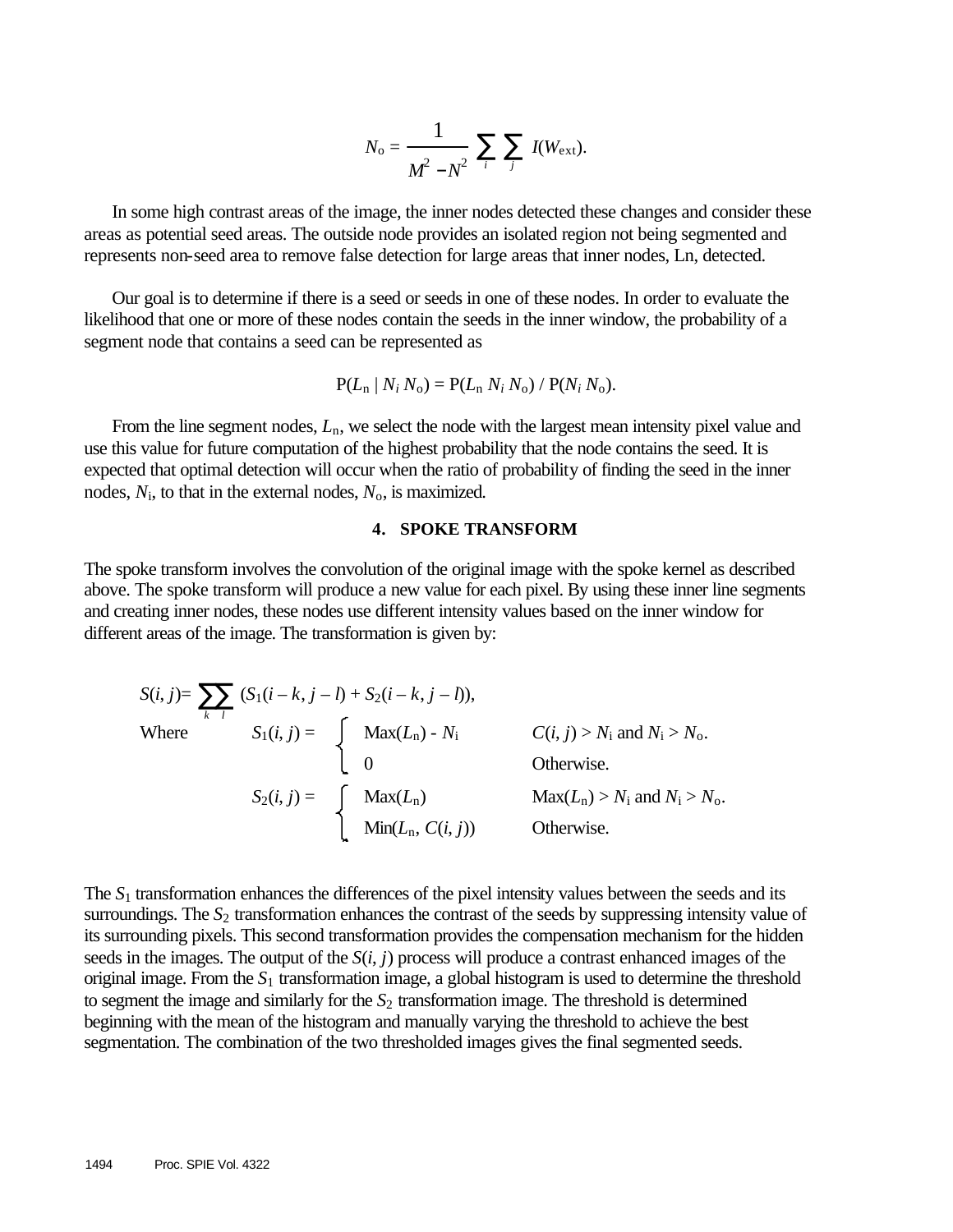$$N_o = \frac{1}{M^2 - N^2} \sum_i \sum_j I(W_{ext}).$$

In some high contrast areas of the image, the inner nodes detected these changes and consider these areas as potential seed areas. The outside node provides an isolated region not being segmented and represents non-seed area to remove false detection for large areas that inner nodes, Ln, detected.

Our goal is to determine if there is a seed or seeds in one of these nodes. In order to evaluate the likelihood that one or more of these nodes contain the seeds in the inner window, the probability of a segment node that contains a seed can be represented as

$$P(L_n \mid N_i N_o) = P(L_n N_i N_o) / P(N_i N_o).$$

From the line segment nodes, $L_n$, we select the node with the largest mean intensity pixel value and use this value for future computation of the highest probability that the node contains the seed. It is expected that optimal detection will occur when the ratio of probability of finding the seed in the inner nodes, $N_i$, to that in the external nodes, $N_o$, is maximized.

## 4. SPOKE TRANSFORM

The spoke transform involves the convolution of the original image with the spoke kernel as described above. The spoke transform will produce a new value for each pixel. By using these inner line segments and creating inner nodes, these nodes use different intensity values based on the inner window for different areas of the image. The transformation is given by:

$$S(i, j) = \sum_k \sum_l \left(S_1(i - k, j - l) + S_2(i - k, j - l)\right),$$

Where

$$S_1(i, j) = \begin{cases} \text{Max}(L_n) - N_i & C(i, j) > N_i \text{ and } N_i > N_o. \\ 0 & \text{Otherwise.} \end{cases}$$

$$S_2(i, j) = \begin{cases} \text{Max}(L_n) & \text{Max}(L_n) > N_i \text{ and } N_i > N_o. \\ \text{Min}(L_n, C(i, j)) & \text{Otherwise.} \end{cases}$$

The $S_1$ transformation enhances the differences of the pixel intensity values between the seeds and its surroundings. The $S_2$ transformation enhances the contrast of the seeds by suppressing intensity value of its surrounding pixels. This second transformation provides the compensation mechanism for the hidden seeds in the images. The output of the $S(i, j)$ process will produce a contrast enhanced images of the original image. From the $S_1$ transformation image, a global histogram is used to determine the threshold to segment the image and similarly for the $S_2$ transformation image. The threshold is determined beginning with the mean of the histogram and manually varying the threshold to achieve the best segmentation. The combination of the two thresholded images gives the final segmented seeds.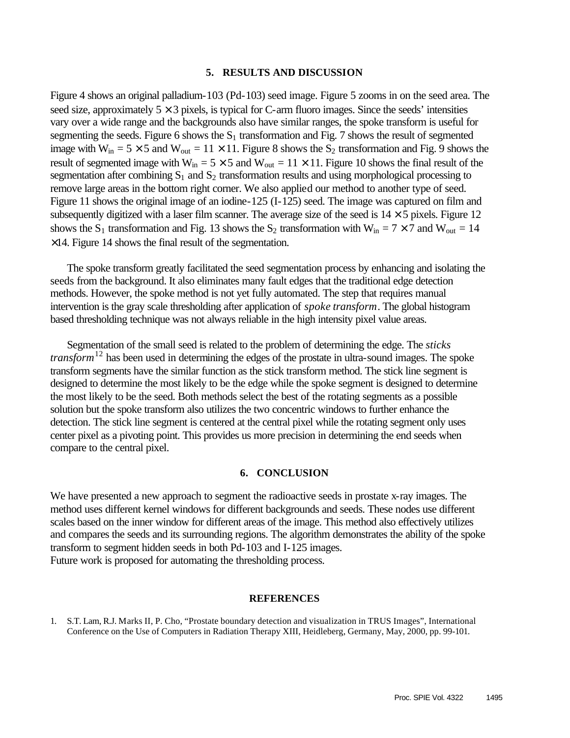## 5. RESULTS AND DISCUSSION

Figure 4 shows an original palladium-103 (Pd-103) seed image. Figure 5 zooms in on the seed area. The seed size, approximately $5 \times 3$ pixels, is typical for C-arm fluoro images. Since the seeds' intensities vary over a wide range and the backgrounds also have similar ranges, the spoke transform is useful for segmenting the seeds. Figure 6 shows the $S_1$ transformation and Fig. 7 shows the result of segmented image with $W_{in} = 5 \times 5$ and $W_{out} = 11 \times 11$. Figure 8 shows the $S_2$ transformation and Fig. 9 shows the result of segmented image with $W_{in} = 5 \times 5$ and $W_{out} = 11 \times 11$. Figure 10 shows the final result of the segmentation after combining $S_1$ and $S_2$ transformation results and using morphological processing to remove large areas in the bottom right corner. We also applied our method to another type of seed. Figure 11 shows the original image of an iodine-125 (I-125) seed. The image was captured on film and subsequently digitized with a laser film scanner. The average size of the seed is $14 \times 5$ pixels. Figure 12 shows the $S_1$ transformation and Fig. 13 shows the $S_2$ transformation with $W_{in} = 7 \times 7$ and $W_{out} = 14 \times 14$. Figure 14 shows the final result of the segmentation.

The spoke transform greatly facilitated the seed segmentation process by enhancing and isolating the seeds from the background. It also eliminates many fault edges that the traditional edge detection methods. However, the spoke method is not yet fully automated. The step that requires manual intervention is the gray scale thresholding after application of *spoke transform*. The global histogram based thresholding technique was not always reliable in the high intensity pixel value areas.

Segmentation of the small seed is related to the problem of determining the edge. The *sticks transform*[12] has been used in determining the edges of the prostate in ultra-sound images. The spoke transform segments have the similar function as the stick transform method. The stick line segment is designed to determine the most likely to be the edge while the spoke segment is designed to determine the most likely to be the seed. Both methods select the best of the rotating segments as a possible solution but the spoke transform also utilizes the two concentric windows to further enhance the detection. The stick line segment is centered at the central pixel while the rotating segment only uses center pixel as a pivoting point. This provides us more precision in determining the end seeds when compare to the central pixel.

## 6. CONCLUSION

We have presented a new approach to segment the radioactive seeds in prostate x-ray images. The method uses different kernel windows for different backgrounds and seeds. These nodes use different scales based on the inner window for different areas of the image. This method also effectively utilizes and compares the seeds and its surrounding regions. The algorithm demonstrates the ability of the spoke transform to segment hidden seeds in both Pd-103 and I-125 images.
Future work is proposed for automating the thresholding process.

## REFERENCES

1. S.T. Lam, R.J. Marks II, P. Cho, "Prostate boundary detection and visualization in TRUS Images", International Conference on the Use of Computers in Radiation Therapy XIII, Heidleberg, Germany, May, 2000, pp. 99-101.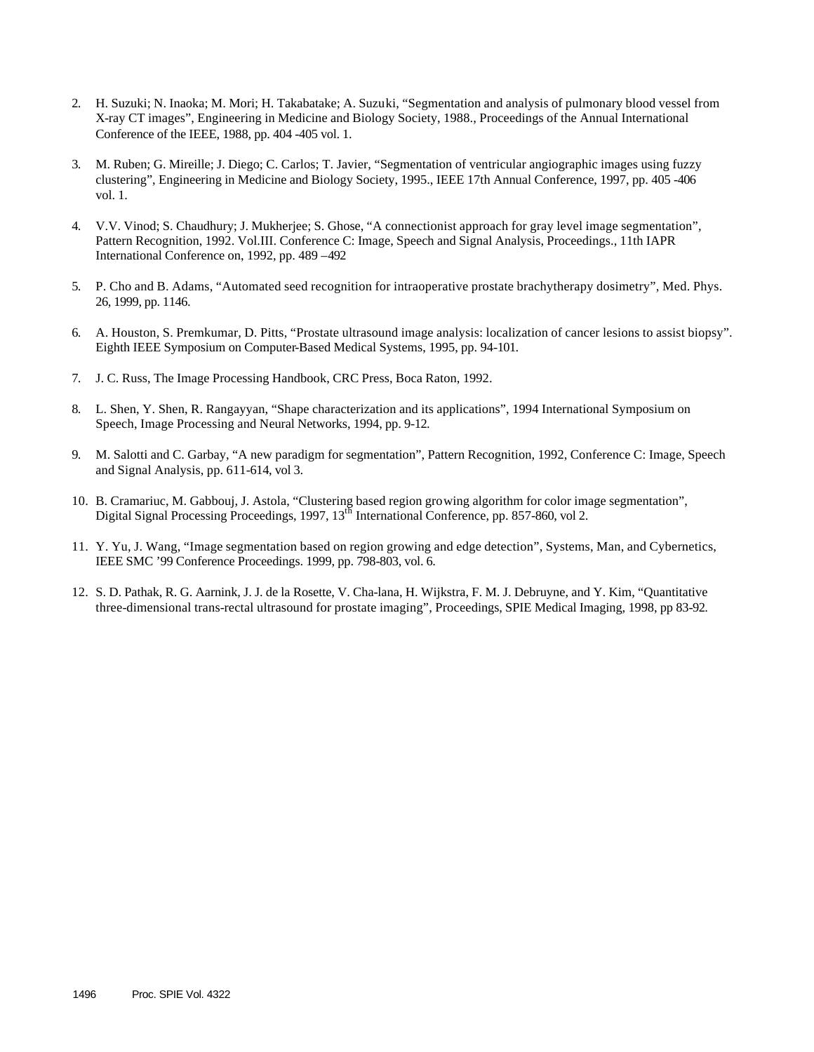2. H. Suzuki; N. Inaoka; M. Mori; H. Takabatake; A. Suzuki, “Segmentation and analysis of pulmonary blood vessel from X-ray CT images”, Engineering in Medicine and Biology Society, 1988., Proceedings of the Annual International Conference of the IEEE, 1988, pp. 404 -405 vol. 1.

3. M. Ruben; G. Mireille; J. Diego; C. Carlos; T. Javier, “Segmentation of ventricular angiographic images using fuzzy clustering”, Engineering in Medicine and Biology Society, 1995., IEEE 17th Annual Conference, 1997, pp. 405 -406 vol. 1.

4. V.V. Vinod; S. Chaudhury; J. Mukherjee; S. Ghose, “A connectionist approach for gray level image segmentation”, Pattern Recognition, 1992. Vol.III. Conference C: Image, Speech and Signal Analysis, Proceedings., 11th IAPR International Conference on, 1992, pp. 489 –492

5. P. Cho and B. Adams, “Automated seed recognition for intraoperative prostate brachytherapy dosimetry”, Med. Phys. 26, 1999, pp. 1146.

6. A. Houston, S. Premkumar, D. Pitts, “Prostate ultrasound image analysis: localization of cancer lesions to assist biopsy”. Eighth IEEE Symposium on Computer-Based Medical Systems, 1995, pp. 94-101.

7. J. C. Russ, The Image Processing Handbook, CRC Press, Boca Raton, 1992.

8. L. Shen, Y. Shen, R. Rangayyan, “Shape characterization and its applications”, 1994 International Symposium on Speech, Image Processing and Neural Networks, 1994, pp. 9-12.

9. M. Salotti and C. Garbay, “A new paradigm for segmentation”, Pattern Recognition, 1992, Conference C: Image, Speech and Signal Analysis, pp. 611-614, vol 3.

10. B. Cramariuc, M. Gabbouj, J. Astola, “Clustering based region growing algorithm for color image segmentation”, Digital Signal Processing Proceedings, 1997, 13th International Conference, pp. 857-860, vol 2.

11. Y. Yu, J. Wang, “Image segmentation based on region growing and edge detection”, Systems, Man, and Cybernetics, IEEE SMC ’99 Conference Proceedings. 1999, pp. 798-803, vol. 6.

12. S. D. Pathak, R. G. Aarnink, J. J. de la Rosette, V. Cha-lana, H. Wijkstra, F. M. J. Debruyne, and Y. Kim, “Quantitative three-dimensional trans-rectal ultrasound for prostate imaging”, Proceedings, SPIE Medical Imaging, 1998, pp 83-92.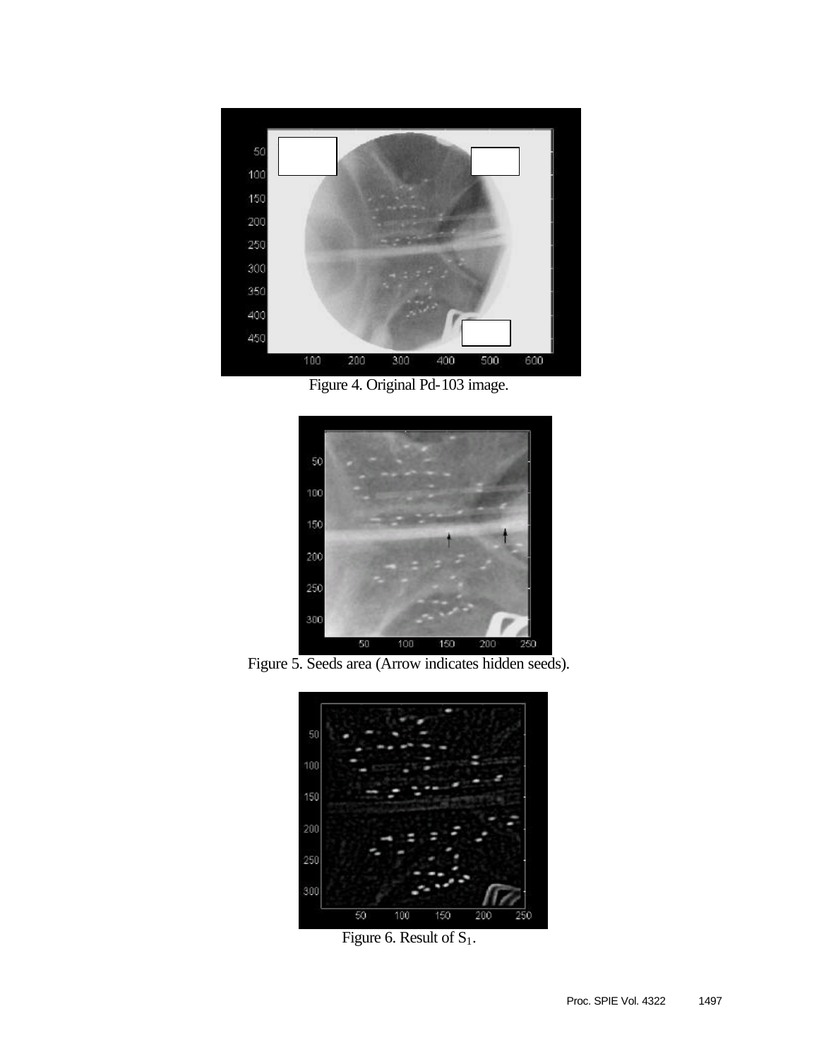Figure 4. Original Pd-103 image.

Figure 5. Seeds area (Arrow indicates hidden seeds).

Figure 6. Result of $S_1$.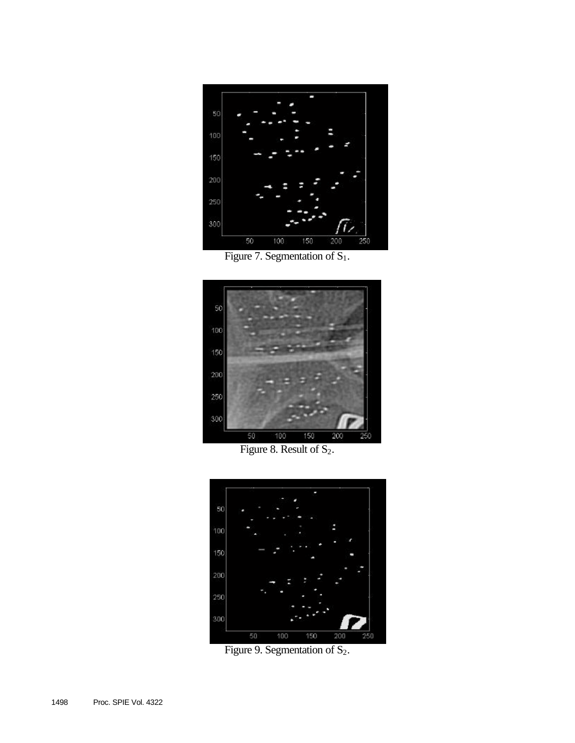Figure 7. Segmentation of $S_1$.

Figure 8. Result of $S_2$.

Figure 9. Segmentation of $S_2$.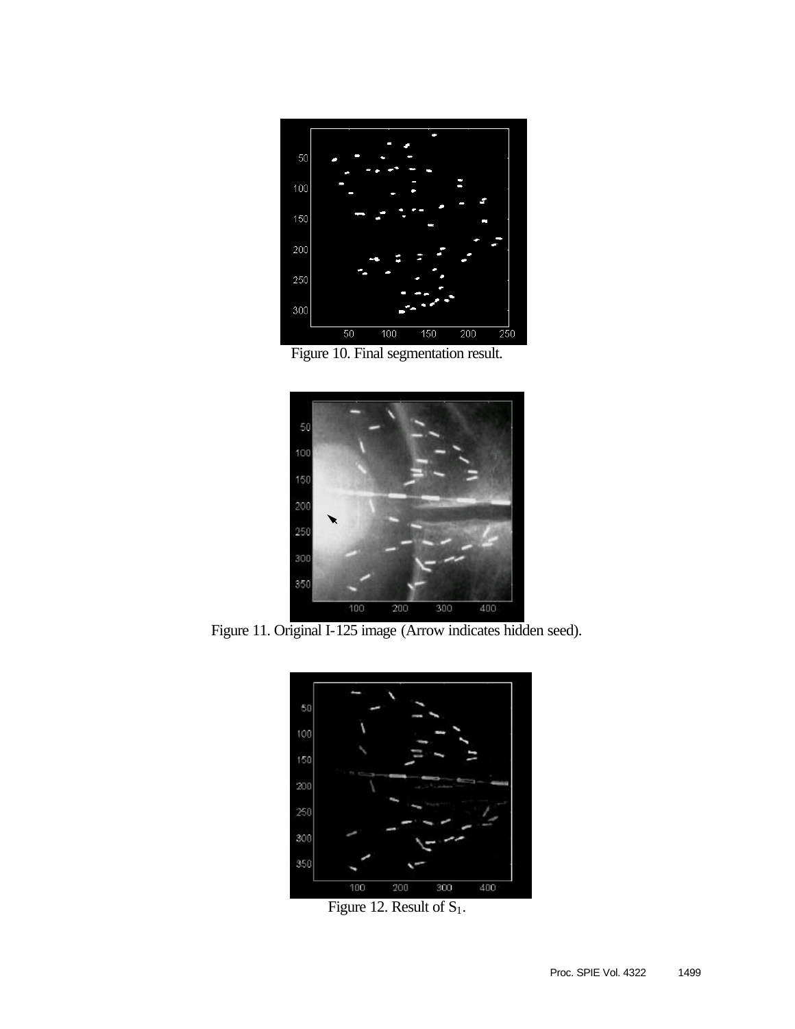Figure 10. Final segmentation result.

Figure 11. Original I-125 image (Arrow indicates hidden seed).

Figure 12. Result of $S_1$.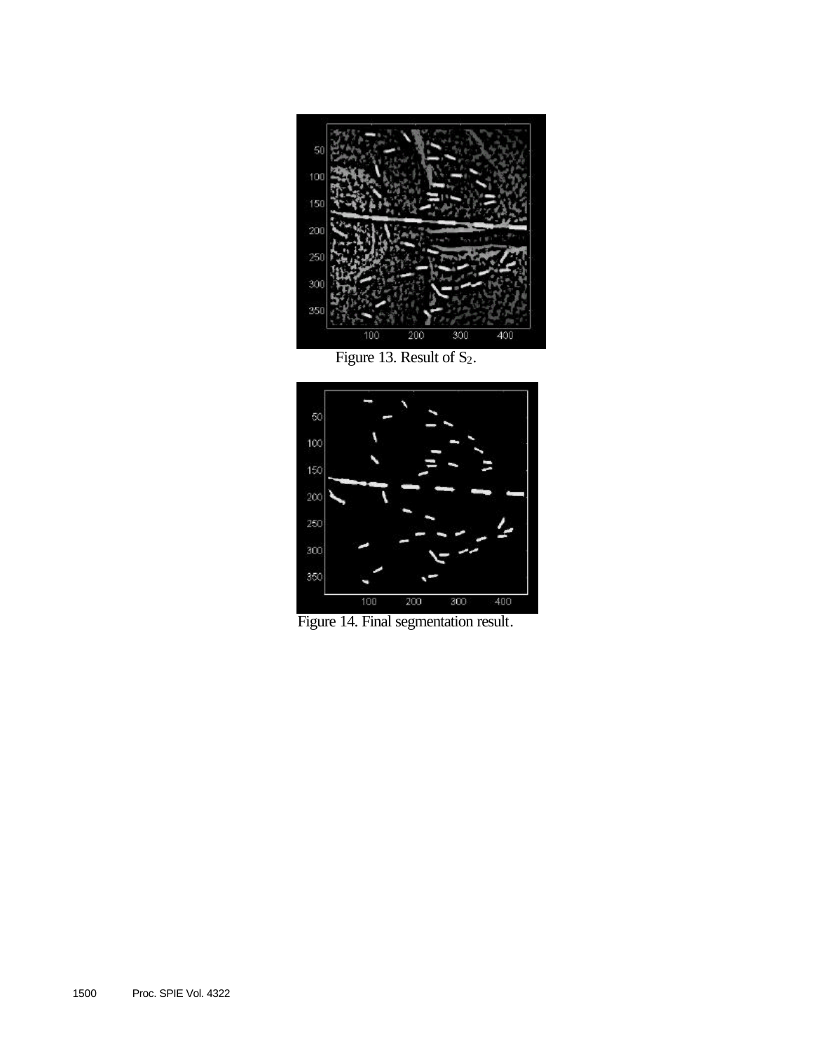50
100
150
200
250
300
250
100 200 300 400

Figure 13. Result of $S_2$.

50
100
150
200
250
300
350
100 200 300 400

Figure 14. Final segmentation result.